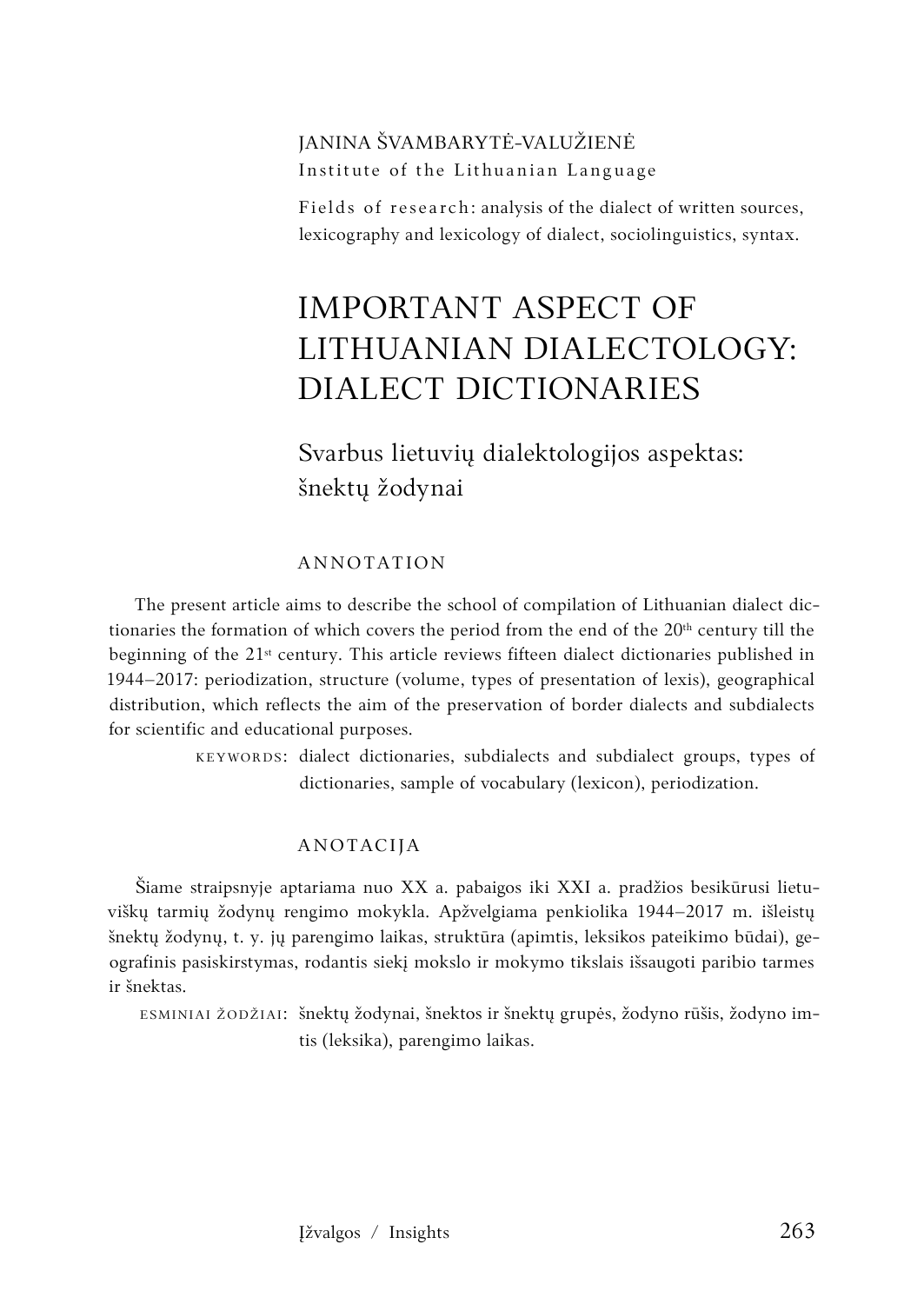JANINA ŠVAMBARYTĖ-VALUŽIENĖ
Institute of the Lithuanian Language

Fields of research: analysis of the dialect of written sources, lexicography and lexicology of dialect, sociolinguistics, syntax.

# IMPORTANT ASPECT OF LITHUANIAN DIALECTOLOGY: DIALECT DICTIONARIES

## Svarbus lietuvių dialektologijos aspektas: šnektų žodynai

### ANNOTATION

The present article aims to describe the school of compilation of Lithuanian dialect dictionaries the formation of which covers the period from the end of the 20th century till the beginning of the 21st century. This article reviews fifteen dialect dictionaries published in 1944–2017: periodization, structure (volume, types of presentation of lexis), geographical distribution, which reflects the aim of the preservation of border dialects and subdialects for scientific and educational purposes.

KEYWORDS: dialect dictionaries, subdialects and subdialect groups, types of dictionaries, sample of vocabulary (lexicon), periodization.

### ANOTACIJA

Šiame straipsnyje aptariama nuo XX a. pabaigos iki XXI a. pradžios besikūrusi lietuviškų tarmių žodynų rengimo mokykla. Apžvelgiama penkiolika 1944–2017 m. išleistų šnektų žodynų, t. y. jų parengimo laikas, struktūra (apimtis, leksikos pateikimo būdai), geografinis pasiskirstymas, rodantis siekį mokslo ir mokymo tikslais išsaugoti paribio tarmes ir šnektas.

ESMINIAI ŽODŽIAI: šnektų žodynai, šnektos ir šnektų grupės, žodyno rūšis, žodyno imtis (leksika), parengimo laikas.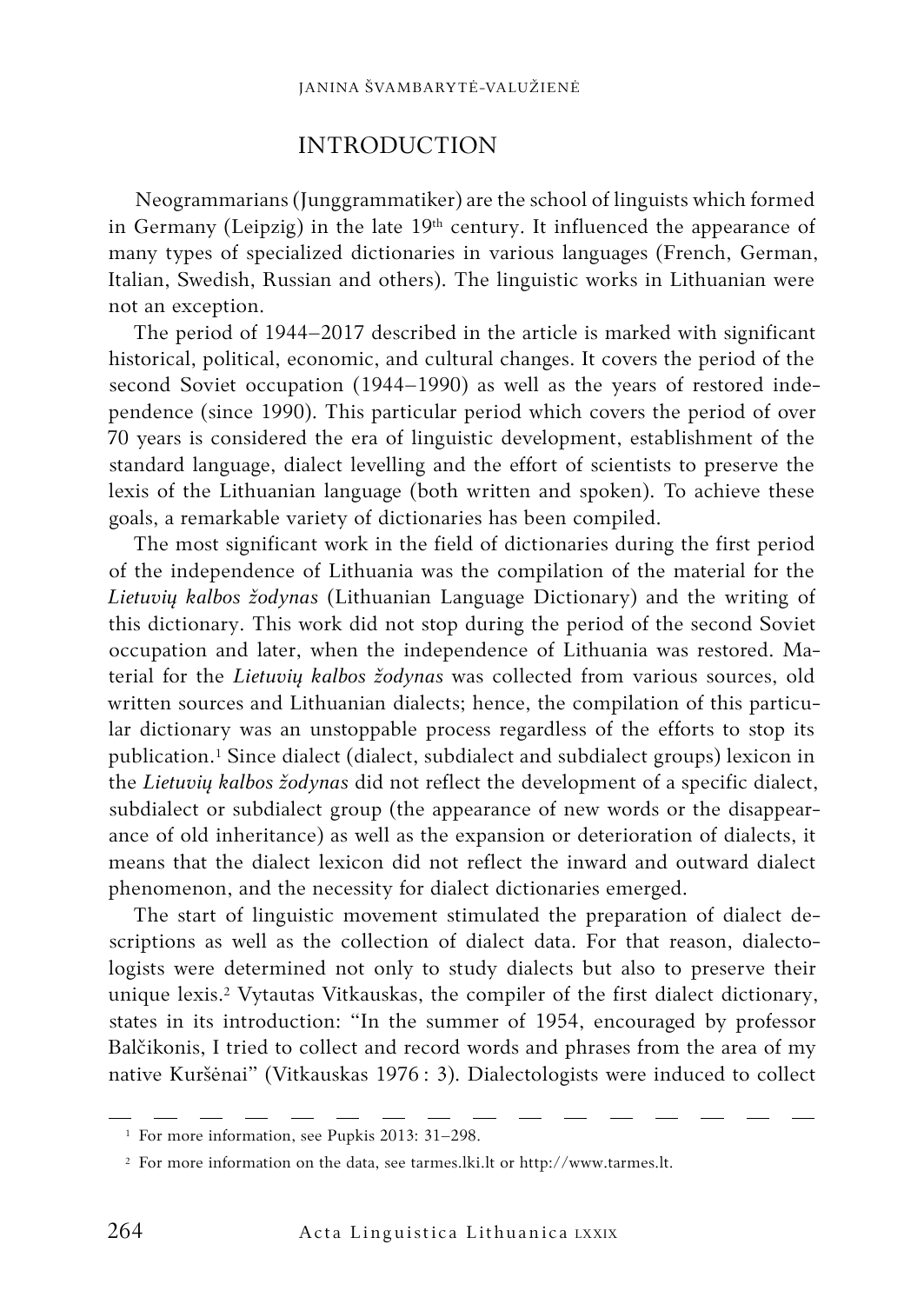## INTRODUCTION

Neogrammarians (Junggrammatiker) are the school of linguists which formed in Germany (Leipzig) in the late 19th century. It influenced the appearance of many types of specialized dictionaries in various languages (French, German, Italian, Swedish, Russian and others). The linguistic works in Lithuanian were not an exception.

The period of 1944–2017 described in the article is marked with significant historical, political, economic, and cultural changes. It covers the period of the second Soviet occupation (1944–1990) as well as the years of restored independence (since 1990). This particular period which covers the period of over 70 years is considered the era of linguistic development, establishment of the standard language, dialect levelling and the effort of scientists to preserve the lexis of the Lithuanian language (both written and spoken). To achieve these goals, a remarkable variety of dictionaries has been compiled.

The most significant work in the field of dictionaries during the first period of the independence of Lithuania was the compilation of the material for the *Lietuvių kalbos žodynas* (Lithuanian Language Dictionary) and the writing of this dictionary. This work did not stop during the period of the second Soviet occupation and later, when the independence of Lithuania was restored. Material for the *Lietuvių kalbos žodynas* was collected from various sources, old written sources and Lithuanian dialects; hence, the compilation of this particular dictionary was an unstoppable process regardless of the efforts to stop its publication.[1] Since dialect (dialect, subdialect and subdialect groups) lexicon in the *Lietuvių kalbos žodynas* did not reflect the development of a specific dialect, subdialect or subdialect group (the appearance of new words or the disappearance of old inheritance) as well as the expansion or deterioration of dialects, it means that the dialect lexicon did not reflect the inward and outward dialect phenomenon, and the necessity for dialect dictionaries emerged.

The start of linguistic movement stimulated the preparation of dialect descriptions as well as the collection of dialect data. For that reason, dialectologists were determined not only to study dialects but also to preserve their unique lexis.[2] Vytautas Vitkauskas, the compiler of the first dialect dictionary, states in its introduction: "In the summer of 1954, encouraged by professor Balčikonis, I tried to collect and record words and phrases from the area of my native Kuršėnai" (Vitkauskas 1976 : 3). Dialectologists were induced to collect

[1] For more information, see Pupkis 2013: 31–298.

[2] For more information on the data, see tarmes.lki.lt or http://www.tarmes.lt.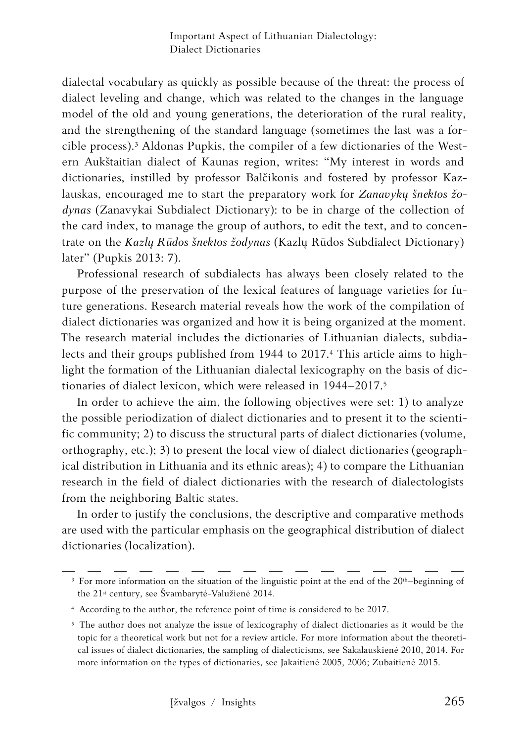dialectal vocabulary as quickly as possible because of the threat: the process of dialect leveling and change, which was related to the changes in the language model of the old and young generations, the deterioration of the rural reality, and the strengthening of the standard language (sometimes the last was a forcible process).[3] Aldonas Pupkis, the compiler of a few dictionaries of the Western Aukštaitian dialect of Kaunas region, writes: "My interest in words and dictionaries, instilled by professor Balčikonis and fostered by professor Kazlauskas, encouraged me to start the preparatory work for *Zanavykų šnektos žodynas* (Zanavykai Subdialect Dictionary): to be in charge of the collection of the card index, to manage the group of authors, to edit the text, and to concentrate on the *Kazlų Rūdos šnektos žodynas* (Kazlų Rūdos Subdialect Dictionary) later" (Pupkis 2013: 7).

Professional research of subdialects has always been closely related to the purpose of the preservation of the lexical features of language varieties for future generations. Research material reveals how the work of the compilation of dialect dictionaries was organized and how it is being organized at the moment. The research material includes the dictionaries of Lithuanian dialects, subdialects and their groups published from 1944 to 2017.[4] This article aims to highlight the formation of the Lithuanian dialectal lexicography on the basis of dictionaries of dialect lexicon, which were released in 1944–2017.[5]

In order to achieve the aim, the following objectives were set: 1) to analyze the possible periodization of dialect dictionaries and to present it to the scientific community; 2) to discuss the structural parts of dialect dictionaries (volume, orthography, etc.); 3) to present the local view of dialect dictionaries (geographical distribution in Lithuania and its ethnic areas); 4) to compare the Lithuanian research in the field of dialect dictionaries with the research of dialectologists from the neighboring Baltic states.

In order to justify the conclusions, the descriptive and comparative methods are used with the particular emphasis on the geographical distribution of dialect dictionaries (localization).

---

[3] For more information on the situation of the linguistic point at the end of the 20th–beginning of the 21st century, see Švambarytė-Valužienė 2014.

[4] According to the author, the reference point of time is considered to be 2017.

[5] The author does not analyze the issue of lexicography of dialect dictionaries as it would be the topic for a theoretical work but not for a review article. For more information about the theoretical issues of dialect dictionaries, the sampling of dialecticisms, see Sakalauskienė 2010, 2014. For more information on the types of dictionaries, see Jakaitienė 2005, 2006; Zubaitienė 2015.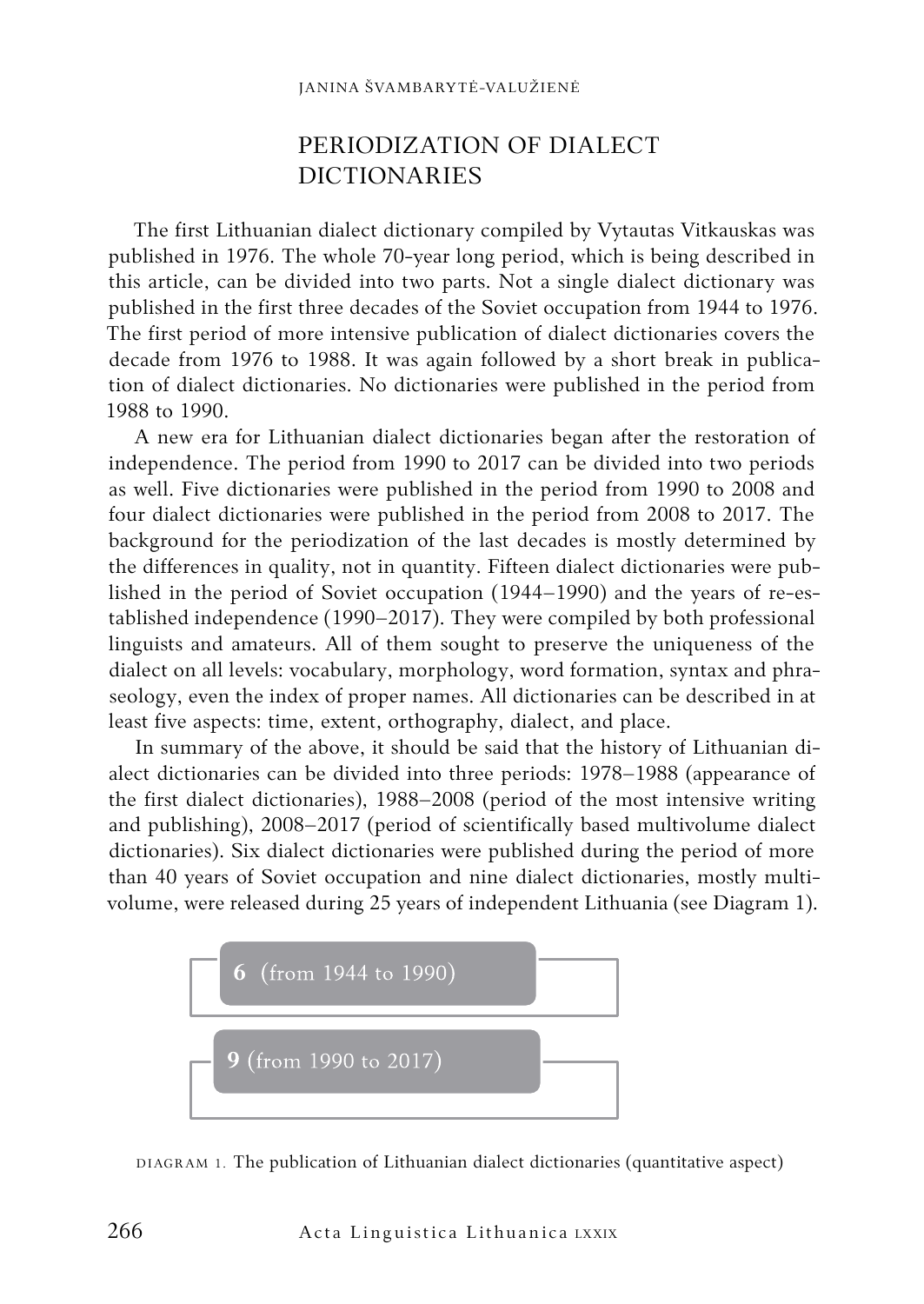## PERIODIZATION OF DIALECT DICTIONARIES

The first Lithuanian dialect dictionary compiled by Vytautas Vitkauskas was published in 1976. The whole 70-year long period, which is being described in this article, can be divided into two parts. Not a single dialect dictionary was published in the first three decades of the Soviet occupation from 1944 to 1976. The first period of more intensive publication of dialect dictionaries covers the decade from 1976 to 1988. It was again followed by a short break in publication of dialect dictionaries. No dictionaries were published in the period from 1988 to 1990.

A new era for Lithuanian dialect dictionaries began after the restoration of independence. The period from 1990 to 2017 can be divided into two periods as well. Five dictionaries were published in the period from 1990 to 2008 and four dialect dictionaries were published in the period from 2008 to 2017. The background for the periodization of the last decades is mostly determined by the differences in quality, not in quantity. Fifteen dialect dictionaries were published in the period of Soviet occupation (1944–1990) and the years of re-established independence (1990–2017). They were compiled by both professional linguists and amateurs. All of them sought to preserve the uniqueness of the dialect on all levels: vocabulary, morphology, word formation, syntax and phraseology, even the index of proper names. All dictionaries can be described in at least five aspects: time, extent, orthography, dialect, and place.

In summary of the above, it should be said that the history of Lithuanian dialect dictionaries can be divided into three periods: 1978–1988 (appearance of the first dialect dictionaries), 1988–2008 (period of the most intensive writing and publishing), 2008–2017 (period of scientifically based multivolume dialect dictionaries). Six dialect dictionaries were published during the period of more than 40 years of Soviet occupation and nine dialect dictionaries, mostly multivolume, were released during 25 years of independent Lithuania (see Diagram 1).

**6** (from 1944 to 1990)

**9** (from 1990 to 2017)

DIAGRAM 1. The publication of Lithuanian dialect dictionaries (quantitative aspect)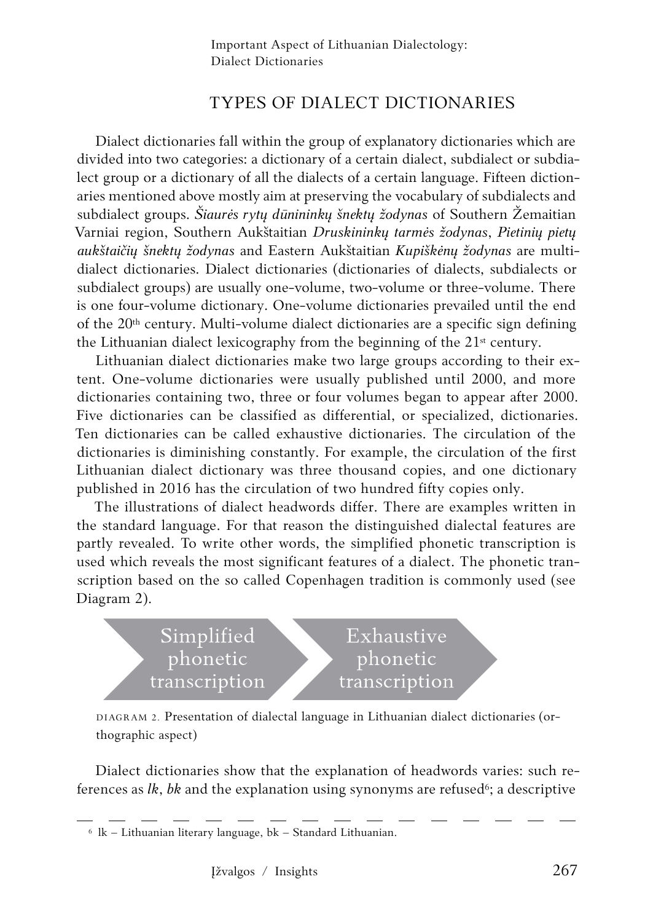## TYPES OF DIALECT DICTIONARIES

Dialect dictionaries fall within the group of explanatory dictionaries which are divided into two categories: a dictionary of a certain dialect, subdialect or subdialect group or a dictionary of all the dialects of a certain language. Fifteen dictionaries mentioned above mostly aim at preserving the vocabulary of subdialects and subdialect groups. *Šiaurės rytų dūnininkų šnektų žodynas* of Southern Žemaitian Varniai region, Southern Aukštaitian *Druskininkų tarmės žodynas*, *Pietinių pietų aukštaičių šnektų žodynas* and Eastern Aukštaitian *Kupiškėnų žodynas* are multi-dialect dictionaries. Dialect dictionaries (dictionaries of dialects, subdialects or subdialect groups) are usually one-volume, two-volume or three-volume. There is one four-volume dictionary. One-volume dictionaries prevailed until the end of the 20th century. Multi-volume dialect dictionaries are a specific sign defining the Lithuanian dialect lexicography from the beginning of the 21st century.

Lithuanian dialect dictionaries make two large groups according to their extent. One-volume dictionaries were usually published until 2000, and more dictionaries containing two, three or four volumes began to appear after 2000. Five dictionaries can be classified as differential, or specialized, dictionaries. Ten dictionaries can be called exhaustive dictionaries. The circulation of the dictionaries is diminishing constantly. For example, the circulation of the first Lithuanian dialect dictionary was three thousand copies, and one dictionary published in 2016 has the circulation of two hundred fifty copies only.

The illustrations of dialect headwords differ. There are examples written in the standard language. For that reason the distinguished dialectal features are partly revealed. To write other words, the simplified phonetic transcription is used which reveals the most significant features of a dialect. The phonetic transcription based on the so called Copenhagen tradition is commonly used (see Diagram 2).

Simplified phonetic transcription → Exhaustive phonetic transcription

DIAGRAM 2. Presentation of dialectal language in Lithuanian dialect dictionaries (orthographic aspect)

Dialect dictionaries show that the explanation of headwords varies: such references as *lk*, *bk* and the explanation using synonyms are refused[6]; a descriptive

[6] lk – Lithuanian literary language, bk – Standard Lithuanian.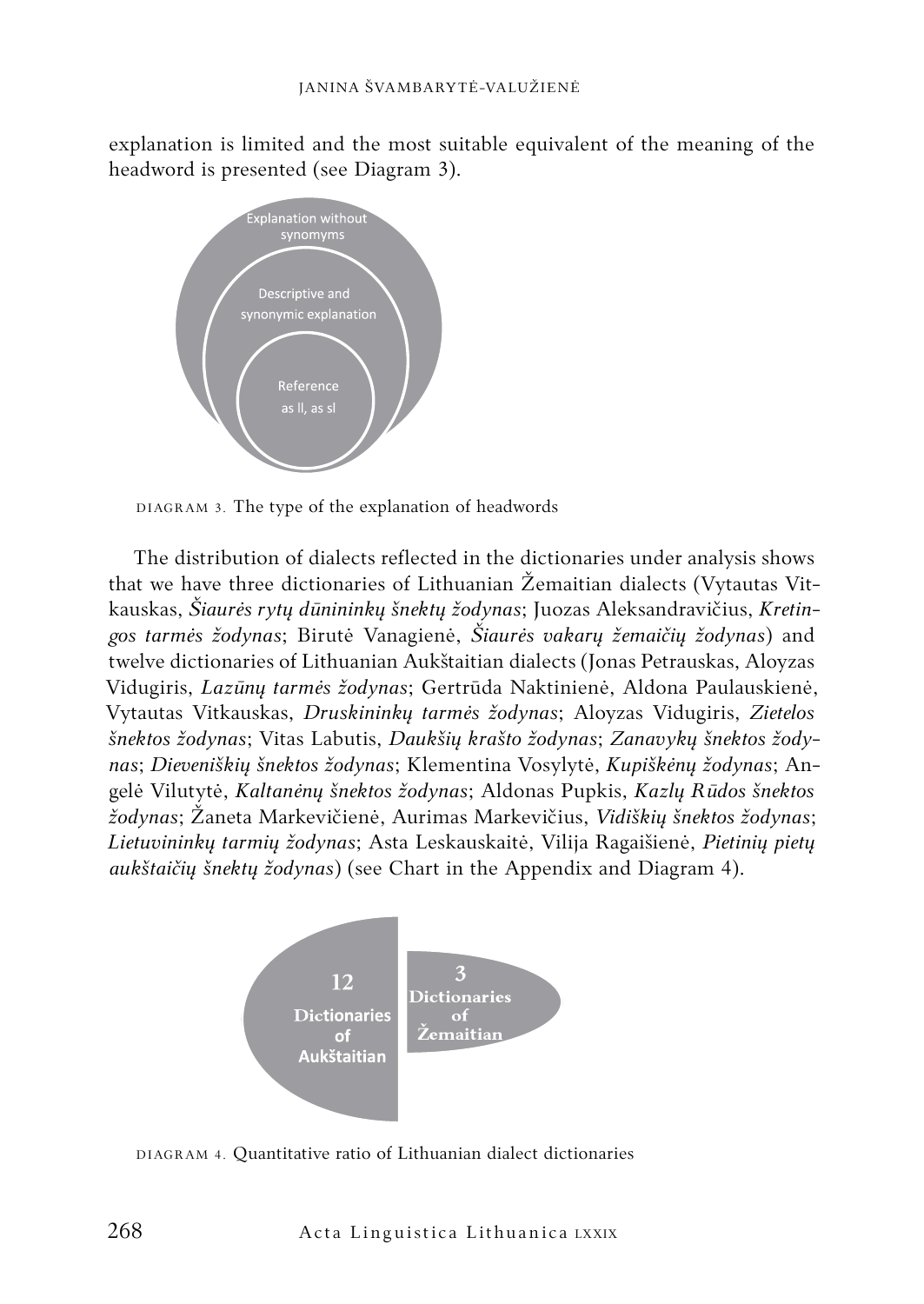explanation is limited and the most suitable equivalent of the meaning of the headword is presented (see Diagram 3).

Explanation without synomyms

Descriptive and synonymic explanation

Reference as ll, as sl

DIAGRAM 3. The type of the explanation of headwords

The distribution of dialects reflected in the dictionaries under analysis shows that we have three dictionaries of Lithuanian Žemaitian dialects (Vytautas Vitkauskas, *Šiaurės rytų dūnininkų šnektų žodynas*; Juozas Aleksandravičius, *Kretingos tarmės žodynas*; Birutė Vanagienė, *Šiaurės vakarų žemaičių žodynas*) and twelve dictionaries of Lithuanian Aukštaitian dialects (Jonas Petrauskas, Aloyzas Vidugiris, *Lazūnų tarmės žodynas*; Gertrūda Naktinienė, Aldona Paulauskienė, Vytautas Vitkauskas, *Druskininkų tarmės žodynas*; Aloyzas Vidugiris, *Zietelos šnektos žodynas*; Vitas Labutis, *Daukšių krašto žodynas*; *Zanavykų šnektos žodynas*; *Dieveniškių šnektos žodynas*; Klementina Vosylytė, *Kupiškėnų žodynas*; Angelė Vilutytė, *Kaltanėnų šnektos žodynas*; Aldonas Pupkis, *Kazlų Rūdos šnektos žodynas*; Žaneta Markevičienė, Aurimas Markevičius, *Vidiškių šnektos žodynas*; *Lietuvininkų tarmių žodynas*; Asta Leskauskaitė, Vilija Ragaišienė, *Pietinių pietų aukštaičių šnektų žodynas*) (see Chart in the Appendix and Diagram 4).

12 Dictionaries of Aukštaitian

3 Dictionaries of Žemaitian

DIAGRAM 4. Quantitative ratio of Lithuanian dialect dictionaries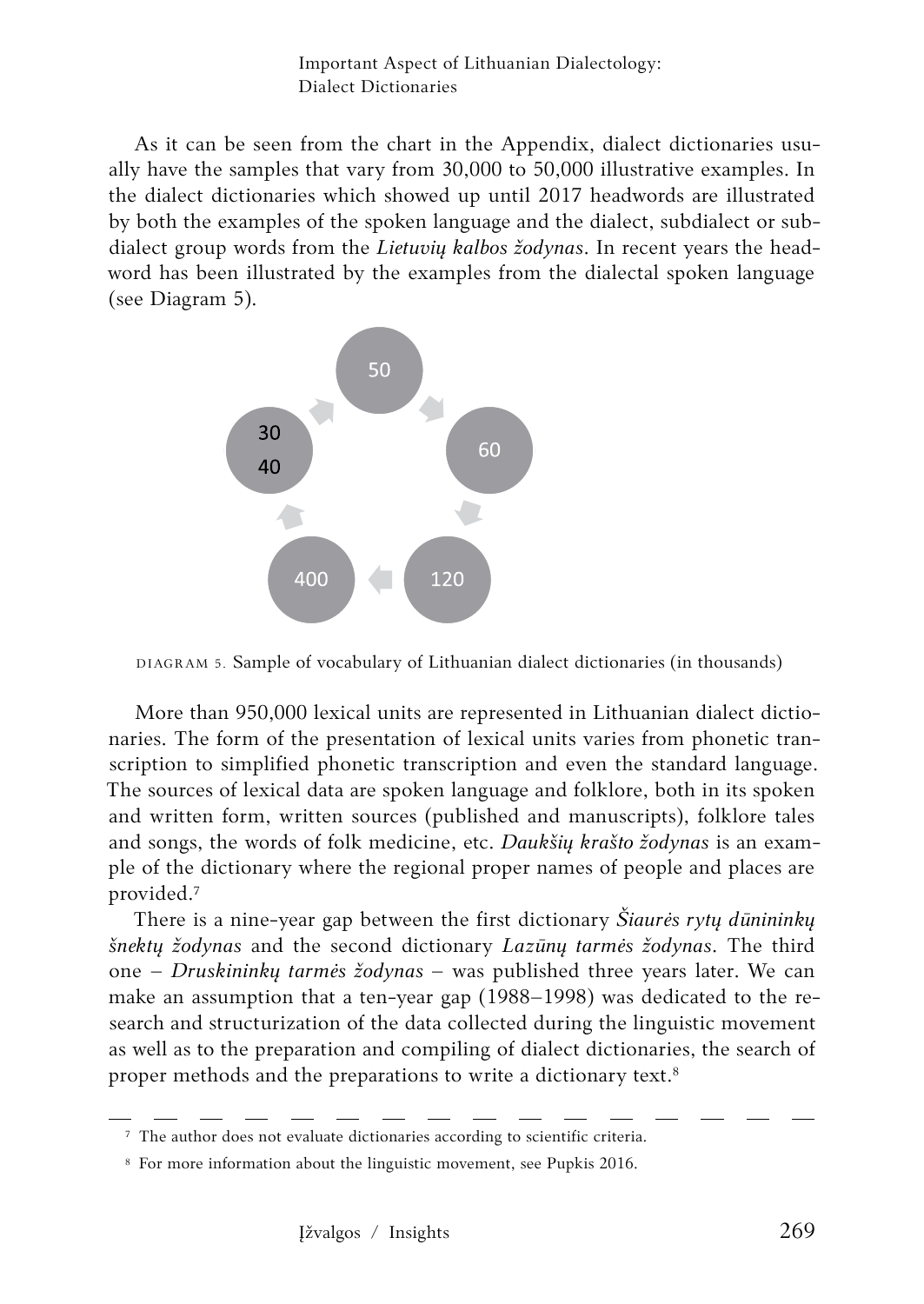As it can be seen from the chart in the Appendix, dialect dictionaries usually have the samples that vary from 30,000 to 50,000 illustrative examples. In the dialect dictionaries which showed up until 2017 headwords are illustrated by both the examples of the spoken language and the dialect, subdialect or subdialect group words from the *Lietuvių kalbos žodynas*. In recent years the headword has been illustrated by the examples from the dialectal spoken language (see Diagram 5).

50
60
120
400
30
40

DIAGRAM 5. Sample of vocabulary of Lithuanian dialect dictionaries (in thousands)

More than 950,000 lexical units are represented in Lithuanian dialect dictionaries. The form of the presentation of lexical units varies from phonetic transcription to simplified phonetic transcription and even the standard language. The sources of lexical data are spoken language and folklore, both in its spoken and written form, written sources (published and manuscripts), folklore tales and songs, the words of folk medicine, etc. *Daukšių krašto žodynas* is an example of the dictionary where the regional proper names of people and places are provided.[7]

There is a nine-year gap between the first dictionary *Šiaurės rytų dūnininkų šnektų žodynas* and the second dictionary *Lazūnų tarmės žodynas*. The third one – *Druskininkų tarmės žodynas* – was published three years later. We can make an assumption that a ten-year gap (1988–1998) was dedicated to the research and structurization of the data collected during the linguistic movement as well as to the preparation and compiling of dialect dictionaries, the search of proper methods and the preparations to write a dictionary text.[8]

---

[7] The author does not evaluate dictionaries according to scientific criteria.

[8] For more information about the linguistic movement, see Pupkis 2016.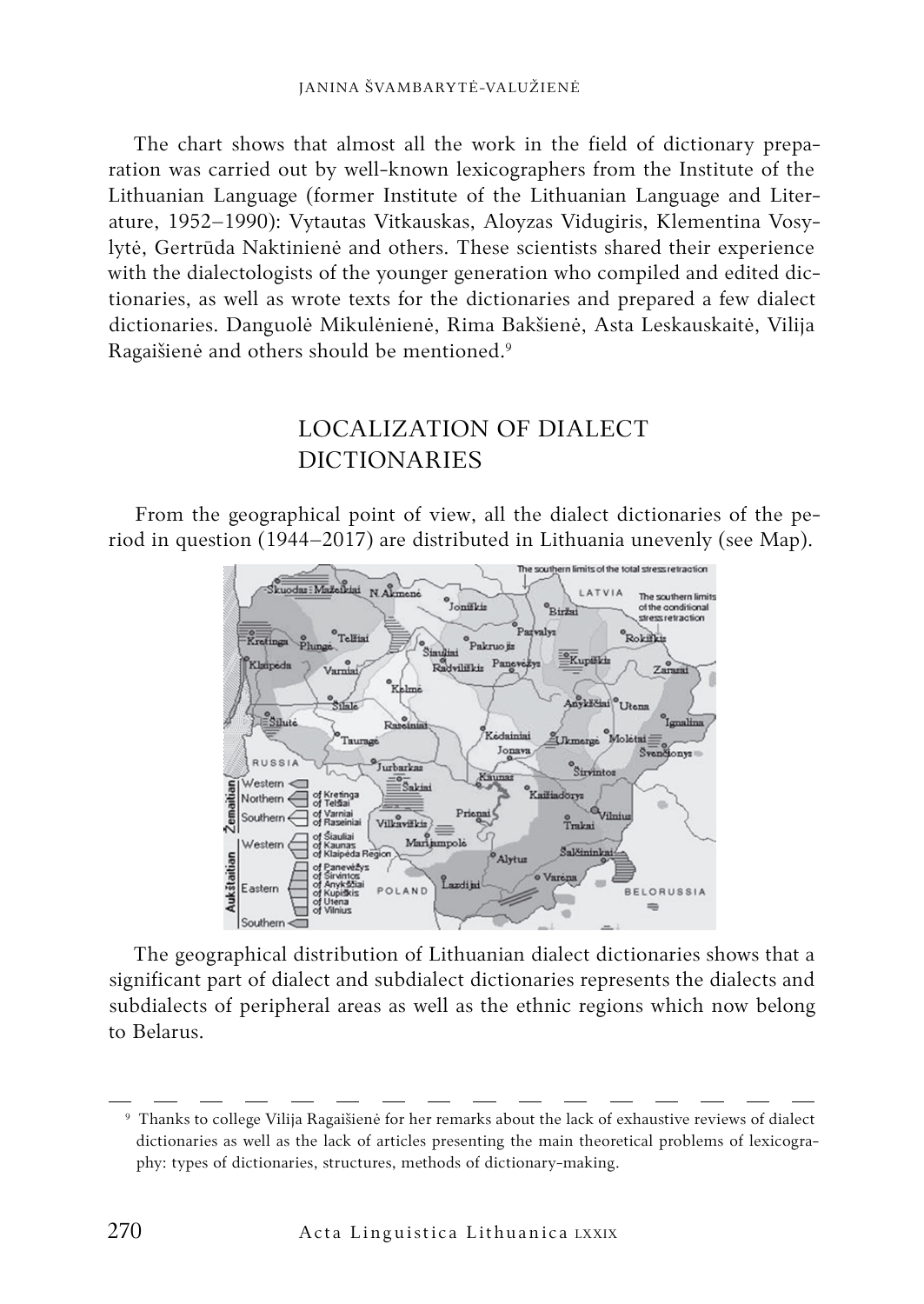The chart shows that almost all the work in the field of dictionary preparation was carried out by well-known lexicographers from the Institute of the Lithuanian Language (former Institute of the Lithuanian Language and Literature, 1952–1990): Vytautas Vitkauskas, Aloyzas Vidugiris, Klementina Vosylytė, Gertrūda Naktinienė and others. These scientists shared their experience with the dialectologists of the younger generation who compiled and edited dictionaries, as well as wrote texts for the dictionaries and prepared a few dialect dictionaries. Danguolė Mikulėnienė, Rima Bakšienė, Asta Leskauskaitė, Vilija Ragaišienė and others should be mentioned.[9]

## LOCALIZATION OF DIALECT DICTIONARIES

From the geographical point of view, all the dialect dictionaries of the period in question (1944–2017) are distributed in Lithuania unevenly (see Map).

The geographical distribution of Lithuanian dialect dictionaries shows that a significant part of dialect and subdialect dictionaries represents the dialects and subdialects of peripheral areas as well as the ethnic regions which now belong to Belarus.

---

[9] Thanks to college Vilija Ragaišienė for her remarks about the lack of exhaustive reviews of dialect dictionaries as well as the lack of articles presenting the main theoretical problems of lexicography: types of dictionaries, structures, methods of dictionary-making.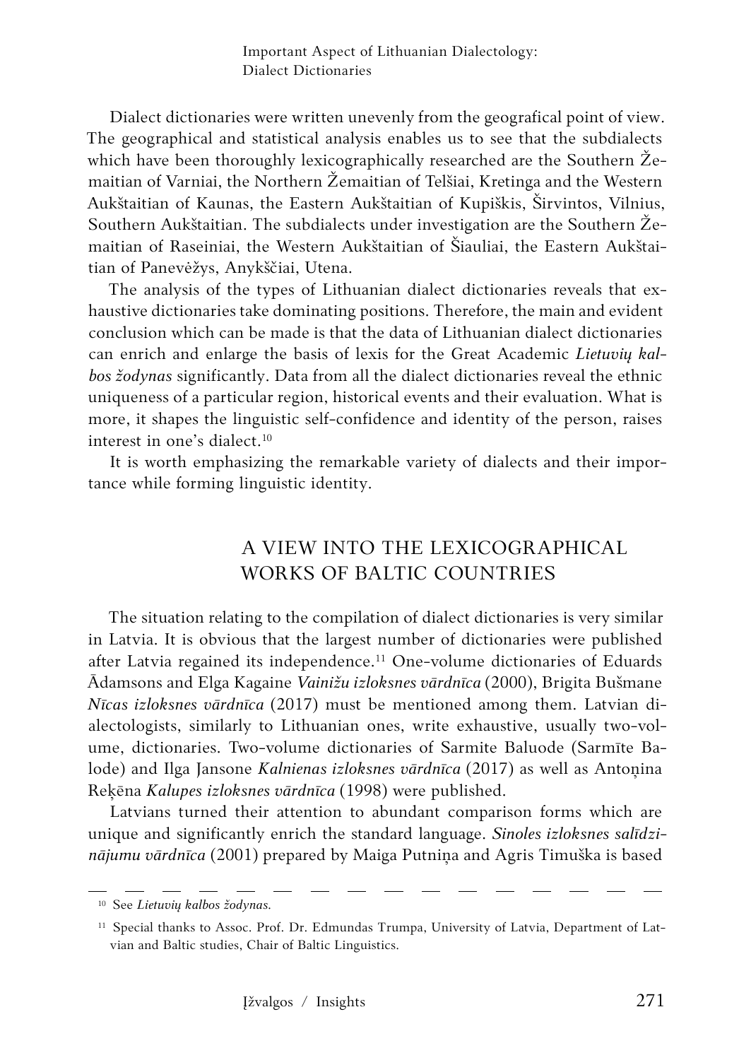Dialect dictionaries were written unevenly from the geografical point of view. The geographical and statistical analysis enables us to see that the subdialects which have been thoroughly lexicographically researched are the Southern Žemaitian of Varniai, the Northern Žemaitian of Telšiai, Kretinga and the Western Aukštaitian of Kaunas, the Eastern Aukštaitian of Kupiškis, Širvintos, Vilnius, Southern Aukštaitian. The subdialects under investigation are the Southern Žemaitian of Raseiniai, the Western Aukštaitian of Šiauliai, the Eastern Aukštaitian of Panevėžys, Anykščiai, Utena.

The analysis of the types of Lithuanian dialect dictionaries reveals that exhaustive dictionaries take dominating positions. Therefore, the main and evident conclusion which can be made is that the data of Lithuanian dialect dictionaries can enrich and enlarge the basis of lexis for the Great Academic *Lietuvių kalbos žodynas* significantly. Data from all the dialect dictionaries reveal the ethnic uniqueness of a particular region, historical events and their evaluation. What is more, it shapes the linguistic self-confidence and identity of the person, raises interest in one's dialect.[10]

It is worth emphasizing the remarkable variety of dialects and their importance while forming linguistic identity.

## A VIEW INTO THE LEXICOGRAPHICAL WORKS OF BALTIC COUNTRIES

The situation relating to the compilation of dialect dictionaries is very similar in Latvia. It is obvious that the largest number of dictionaries were published after Latvia regained its independence.[11] One-volume dictionaries of Eduards Ādamsons and Elga Kagaine *Vainižu izloksnes vārdnīca* (2000), Brigita Bušmane *Nīcas izloksnes vārdnīca* (2017) must be mentioned among them. Latvian dialectologists, similarly to Lithuanian ones, write exhaustive, usually two-volume, dictionaries. Two-volume dictionaries of Sarmite Baluode (Sarmīte Balode) and Ilga Jansone *Kalnienas izloksnes vārdnīca* (2017) as well as Antoņina Reķēna *Kalupes izloksnes vārdnīca* (1998) were published.

Latvians turned their attention to abundant comparison forms which are unique and significantly enrich the standard language. *Sinoles izloksnes salīdzinājumu vārdnīca* (2001) prepared by Maiga Putniņa and Agris Timuška is based

---

[10] See *Lietuvių kalbos žodynas*.

[11] Special thanks to Assoc. Prof. Dr. Edmundas Trumpa, University of Latvia, Department of Latvian and Baltic studies, Chair of Baltic Linguistics.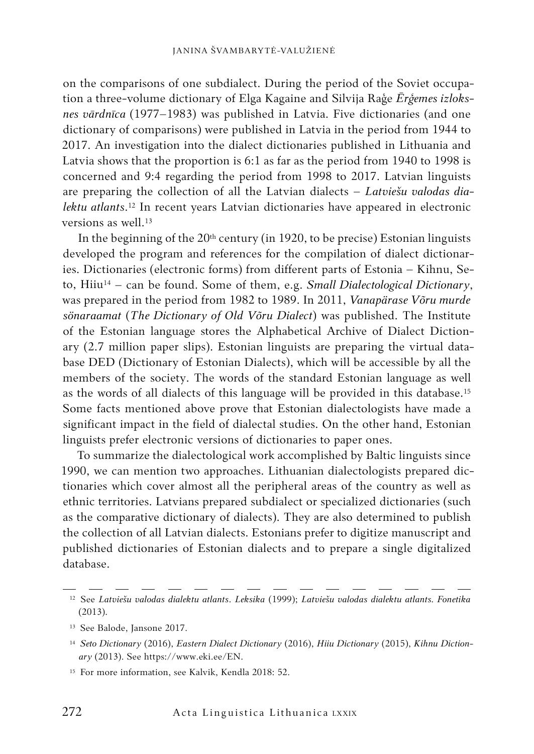on the comparisons of one subdialect. During the period of the Soviet occupation a three-volume dictionary of Elga Kagaine and Silvija Raģe *Ērģemes izloksnes vārdnīca* (1977–1983) was published in Latvia. Five dictionaries (and one dictionary of comparisons) were published in Latvia in the period from 1944 to 2017. An investigation into the dialect dictionaries published in Lithuania and Latvia shows that the proportion is 6:1 as far as the period from 1940 to 1998 is concerned and 9:4 regarding the period from 1998 to 2017. Latvian linguists are preparing the collection of all the Latvian dialects – *Latviešu valodas dialektu atlants*.[12] In recent years Latvian dictionaries have appeared in electronic versions as well.[13]

In the beginning of the 20th century (in 1920, to be precise) Estonian linguists developed the program and references for the compilation of dialect dictionaries. Dictionaries (electronic forms) from different parts of Estonia – Kihnu, Seto, Hiiu[14] – can be found. Some of them, e.g. *Small Dialectological Dictionary*, was prepared in the period from 1982 to 1989. In 2011, *Vanapärase Võru murde sönaraamat* (*The Dictionary of Old Võru Dialect*) was published. The Institute of the Estonian language stores the Alphabetical Archive of Dialect Dictionary (2.7 million paper slips). Estonian linguists are preparing the virtual database DED (Dictionary of Estonian Dialects), which will be accessible by all the members of the society. The words of the standard Estonian language as well as the words of all dialects of this language will be provided in this database.[15] Some facts mentioned above prove that Estonian dialectologists have made a significant impact in the field of dialectal studies. On the other hand, Estonian linguists prefer electronic versions of dictionaries to paper ones.

To summarize the dialectological work accomplished by Baltic linguists since 1990, we can mention two approaches. Lithuanian dialectologists prepared dictionaries which cover almost all the peripheral areas of the country as well as ethnic territories. Latvians prepared subdialect or specialized dictionaries (such as the comparative dictionary of dialects). They are also determined to publish the collection of all Latvian dialects. Estonians prefer to digitize manuscript and published dictionaries of Estonian dialects and to prepare a single digitalized database.

---

[12] See *Latviešu valodas dialektu atlants. Leksika* (1999); *Latviešu valodas dialektu atlants. Fonetika* (2013).

[13] See Balode, Jansone 2017.

[14] *Seto Dictionary* (2016), *Eastern Dialect Dictionary* (2016), *Hiiu Dictionary* (2015), *Kihnu Dictionary* (2013). See https://www.eki.ee/EN.

[15] For more information, see Kalvik, Kendla 2018: 52.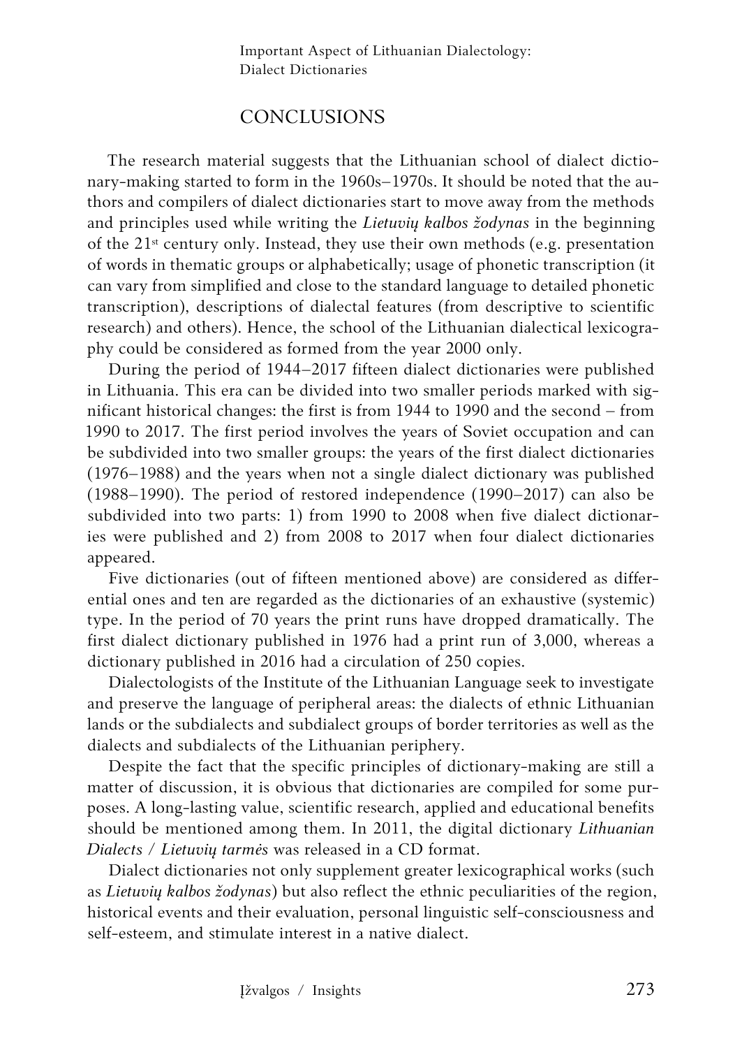## CONCLUSIONS

The research material suggests that the Lithuanian school of dialect dictionary-making started to form in the 1960s–1970s. It should be noted that the authors and compilers of dialect dictionaries start to move away from the methods and principles used while writing the *Lietuvių kalbos žodynas* in the beginning of the 21st century only. Instead, they use their own methods (e.g. presentation of words in thematic groups or alphabetically; usage of phonetic transcription (it can vary from simplified and close to the standard language to detailed phonetic transcription), descriptions of dialectal features (from descriptive to scientific research) and others). Hence, the school of the Lithuanian dialectical lexicography could be considered as formed from the year 2000 only.

During the period of 1944–2017 fifteen dialect dictionaries were published in Lithuania. This era can be divided into two smaller periods marked with significant historical changes: the first is from 1944 to 1990 and the second – from 1990 to 2017. The first period involves the years of Soviet occupation and can be subdivided into two smaller groups: the years of the first dialect dictionaries (1976–1988) and the years when not a single dialect dictionary was published (1988–1990). The period of restored independence (1990–2017) can also be subdivided into two parts: 1) from 1990 to 2008 when five dialect dictionaries were published and 2) from 2008 to 2017 when four dialect dictionaries appeared.

Five dictionaries (out of fifteen mentioned above) are considered as differential ones and ten are regarded as the dictionaries of an exhaustive (systemic) type. In the period of 70 years the print runs have dropped dramatically. The first dialect dictionary published in 1976 had a print run of 3,000, whereas a dictionary published in 2016 had a circulation of 250 copies.

Dialectologists of the Institute of the Lithuanian Language seek to investigate and preserve the language of peripheral areas: the dialects of ethnic Lithuanian lands or the subdialects and subdialect groups of border territories as well as the dialects and subdialects of the Lithuanian periphery.

Despite the fact that the specific principles of dictionary-making are still a matter of discussion, it is obvious that dictionaries are compiled for some purposes. A long-lasting value, scientific research, applied and educational benefits should be mentioned among them. In 2011, the digital dictionary *Lithuanian Dialects / Lietuvių tarmės* was released in a CD format.

Dialect dictionaries not only supplement greater lexicographical works (such as *Lietuvių kalbos žodynas*) but also reflect the ethnic peculiarities of the region, historical events and their evaluation, personal linguistic self-consciousness and self-esteem, and stimulate interest in a native dialect.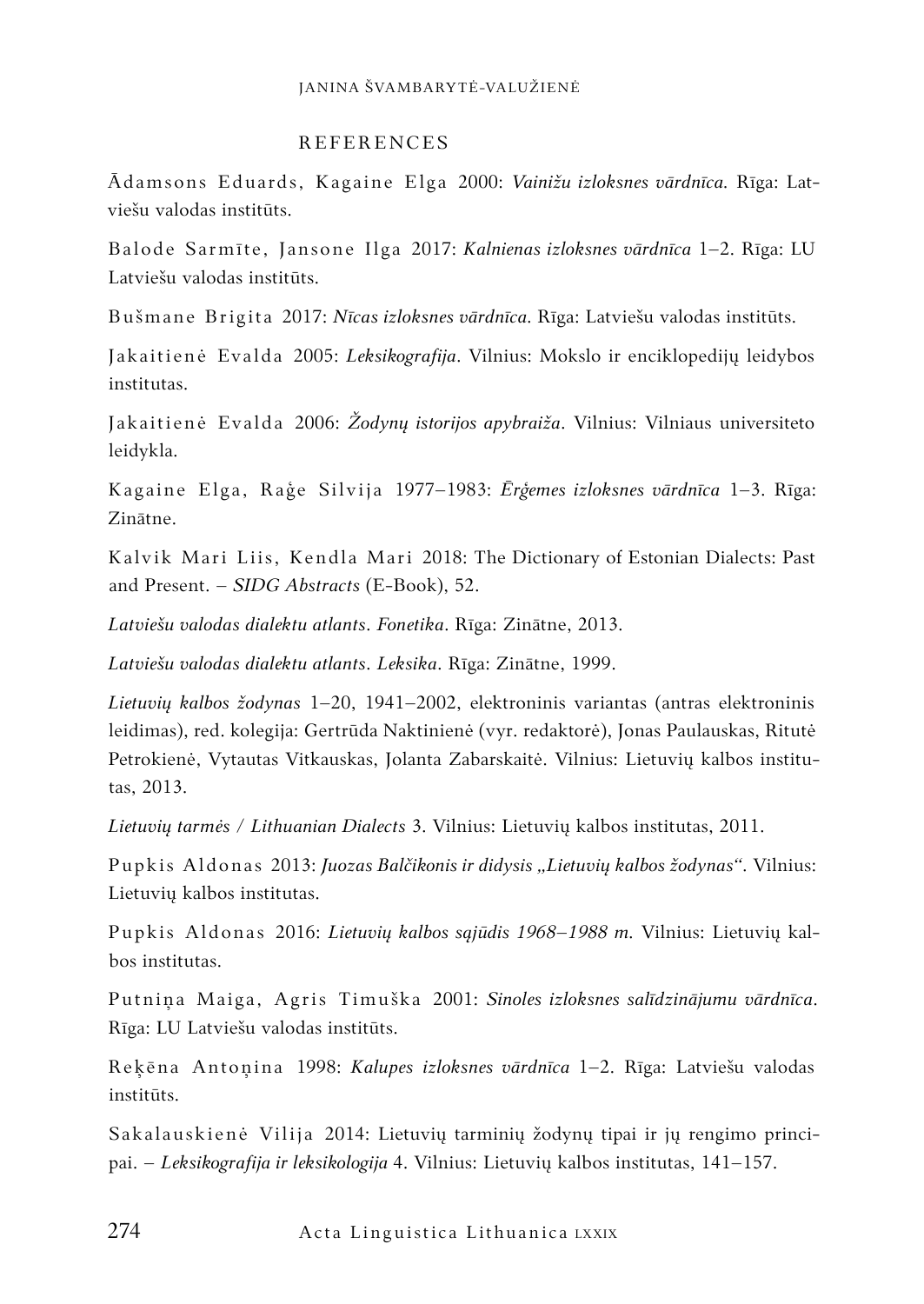## REFERENCES

Ādamsons Eduards, Kagaine Elga 2000: *Vainižu izloksnes vārdnīca*. Rīga: Latviešu valodas institūts.

Balode Sarmīte, Jansone Ilga 2017: *Kalnienas izloksnes vārdnīca* 1–2. Rīga: LU Latviešu valodas institūts.

Bušmane Brigita 2017: *Nīcas izloksnes vārdnīca*. Rīga: Latviešu valodas institūts.

Jakaitienė Evalda 2005: *Leksikografija*. Vilnius: Mokslo ir enciklopedijų leidybos institutas.

Jakaitienė Evalda 2006: *Žodynų istorijos apybraiža*. Vilnius: Vilniaus universiteto leidykla.

Kagaine Elga, Raģe Silvija 1977–1983: *Ērģemes izloksnes vārdnīca* 1–3. Rīga: Zinātne.

Kalvik Mari Liis, Kendla Mari 2018: The Dictionary of Estonian Dialects: Past and Present. – *SIDG Abstracts* (E-Book), 52.

*Latviešu valodas dialektu atlants. Fonetika*. Rīga: Zinātne, 2013.

*Latviešu valodas dialektu atlants. Leksika*. Rīga: Zinātne, 1999.

*Lietuvių kalbos žodynas* 1–20, 1941–2002, elektroninis variantas (antras elektroninis leidimas), red. kolegija: Gertrūda Naktinienė (vyr. redaktorė), Jonas Paulauskas, Ritutė Petrokienė, Vytautas Vitkauskas, Jolanta Zabarskaitė. Vilnius: Lietuvių kalbos institutas, 2013.

*Lietuvių tarmės / Lithuanian Dialects* 3. Vilnius: Lietuvių kalbos institutas, 2011.

Pupkis Aldonas 2013: *Juozas Balčikonis ir didysis „Lietuvių kalbos žodynas"*. Vilnius: Lietuvių kalbos institutas.

Pupkis Aldonas 2016: *Lietuvių kalbos sąjūdis 1968–1988 m*. Vilnius: Lietuvių kalbos institutas.

Putniņa Maiga, Agris Timuška 2001: *Sinoles izloksnes salīdzinājumu vārdnīca*. Rīga: LU Latviešu valodas institūts.

Reķēna Antoņina 1998: *Kalupes izloksnes vārdnīca* 1–2. Rīga: Latviešu valodas institūts.

Sakalauskienė Vilija 2014: Lietuvių tarminių žodynų tipai ir jų rengimo principai. – *Leksikografija ir leksikologija* 4. Vilnius: Lietuvių kalbos institutas, 141–157.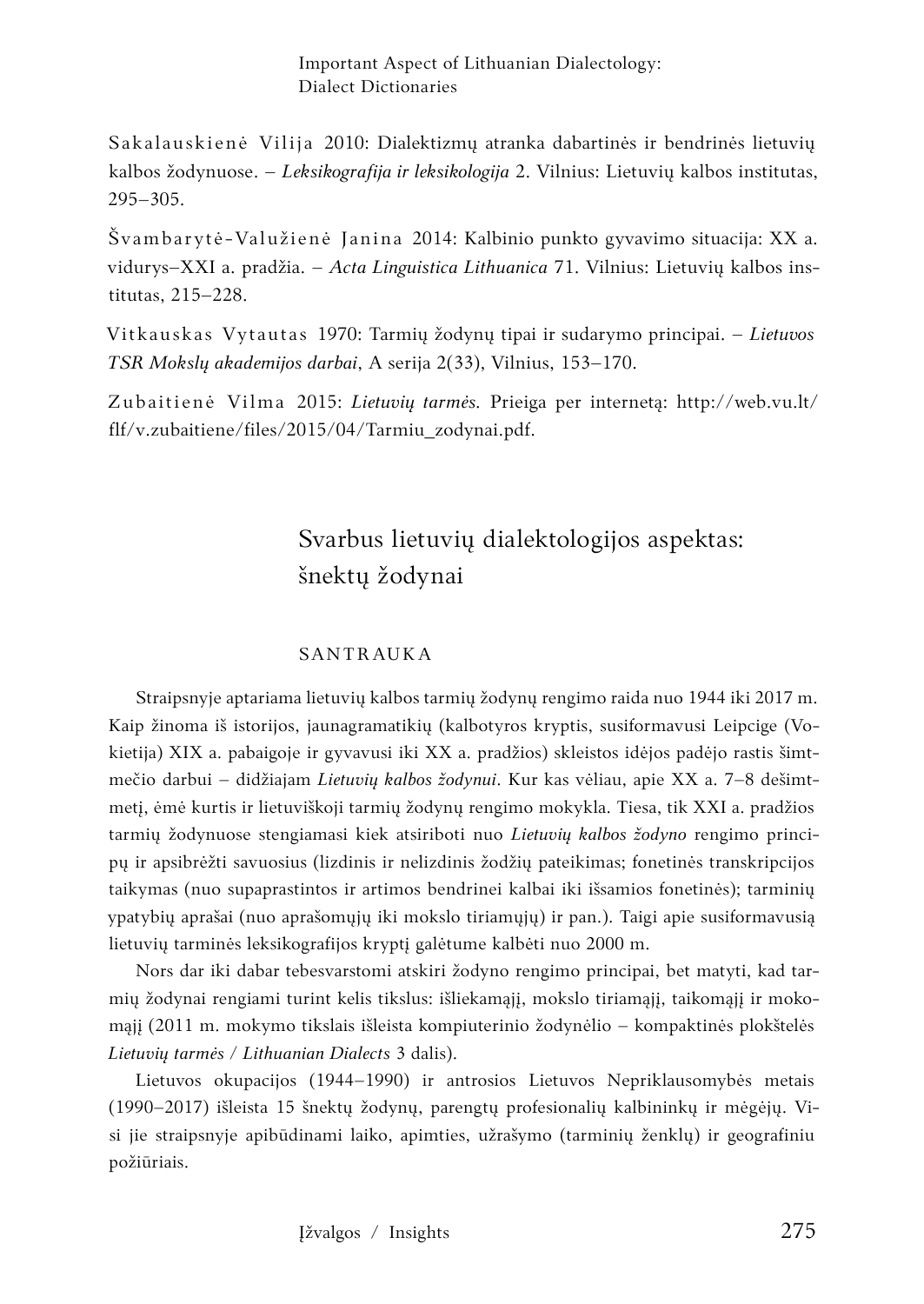Sakalauskienė Vilija 2010: Dialektizmų atranka dabartinės ir bendrinės lietuvių kalbos žodynuose. – *Leksikografija ir leksikologija* 2. Vilnius: Lietuvių kalbos institutas, 295–305.

Švambarytė-Valužienė Janina 2014: Kalbinio punkto gyvavimo situacija: XX a. vidurys–XXI a. pradžia. – *Acta Linguistica Lithuanica* 71. Vilnius: Lietuvių kalbos institutas, 215–228.

Vitkauskas Vytautas 1970: Tarmių žodynų tipai ir sudarymo principai. – *Lietuvos TSR Mokslų akademijos darbai*, A serija 2(33), Vilnius, 153–170.

Zubaitienė Vilma 2015: *Lietuvių tarmės*. Prieiga per internetą: http://web.vu.lt/flf/v.zubaitiene/files/2015/04/Tarmiu_zodynai.pdf.

# Svarbus lietuvių dialektologijos aspektas: šnektų žodynai

## SANTRAUKA

Straipsnyje aptariama lietuvių kalbos tarmių žodynų rengimo raida nuo 1944 iki 2017 m. Kaip žinoma iš istorijos, jaunagramatikių (kalbotyros kryptis, susiformavusi Leipcige (Vokietija) XIX a. pabaigoje ir gyvavusi iki XX a. pradžios) skleistos idėjos padėjo rastis šimtmečio darbui – didžiajam *Lietuvių kalbos žodynui*. Kur kas vėliau, apie XX a. 7–8 dešimtmetį, ėmė kurtis ir lietuviškoji tarmių žodynų rengimo mokykla. Tiesa, tik XXI a. pradžios tarmių žodynuose stengiamasi kiek atsiriboti nuo *Lietuvių kalbos žodyno* rengimo principų ir apsibrėžti savuosius (lizdinis ir nelizdinis žodžių pateikimas; fonetinės transkripcijos taikymas (nuo supaprastintos ir artimos bendrinei kalbai iki išsamios fonetinės); tarminių ypatybių aprašai (nuo aprašomųjų iki mokslo tiriamųjų) ir pan.). Taigi apie susiformavusią lietuvių tarminės leksikografijos kryptį galėtume kalbėti nuo 2000 m.

Nors dar iki dabar tebesvarstomi atskiri žodyno rengimo principai, bet matyti, kad tarmių žodynai rengiami turint kelis tikslus: išliekamąjį, mokslo tiriamąjį, taikomąjį ir mokomąjį (2011 m. mokymo tikslais išleista kompiuterinio žodynėlio – kompaktinės plokštelės *Lietuvių tarmės / Lithuanian Dialects* 3 dalis).

Lietuvos okupacijos (1944–1990) ir antrosios Lietuvos Nepriklausomybės metais (1990–2017) išleista 15 šnektų žodynų, parengtų profesionalių kalbininkų ir mėgėjų. Visi jie straipsnyje apibūdinami laiko, apimties, užrašymo (tarminių ženklų) ir geografiniu požiūriais.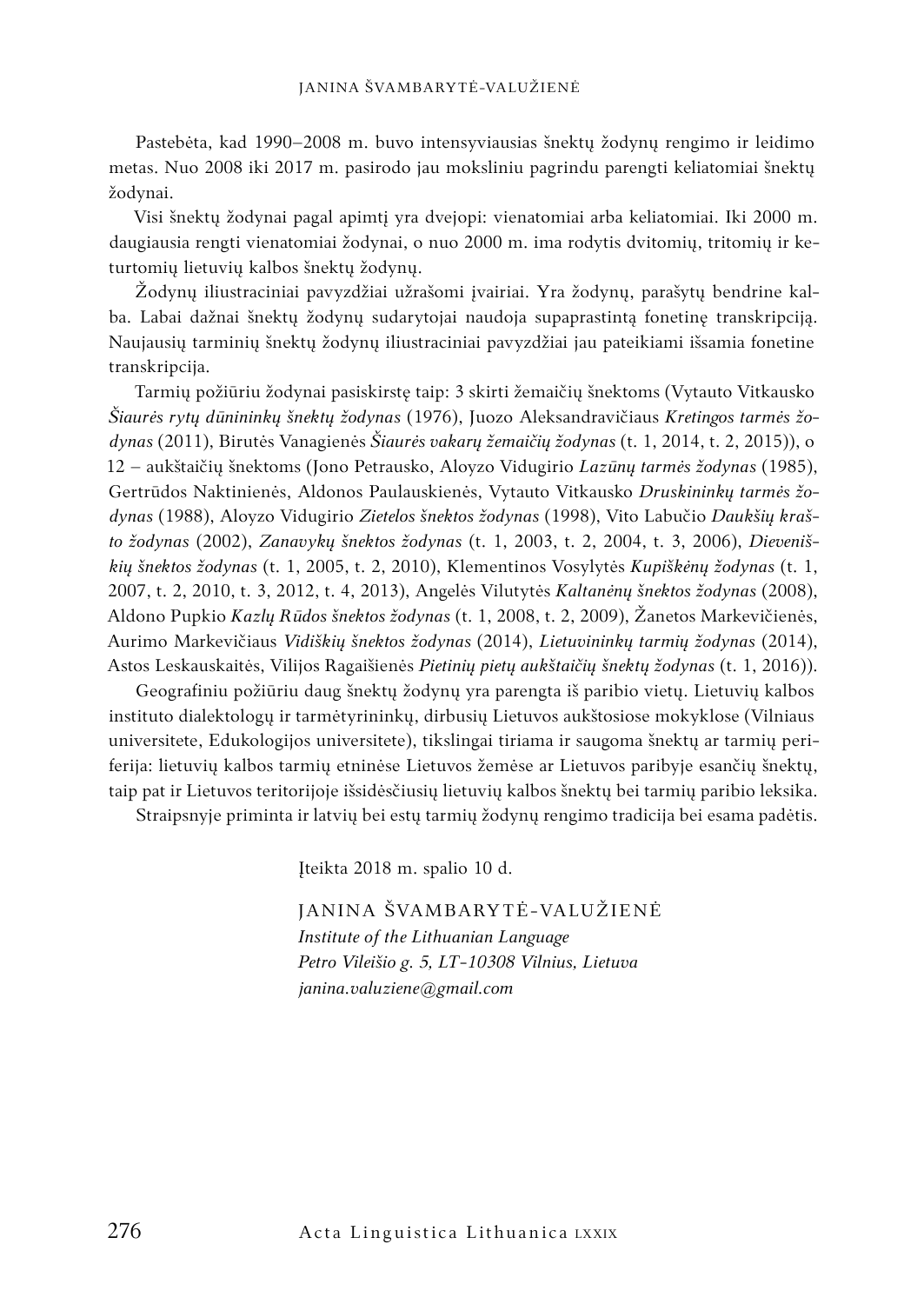Pastebėta, kad 1990–2008 m. buvo intensyviausias šnektų žodynų rengimo ir leidimo metas. Nuo 2008 iki 2017 m. pasirodo jau moksliniu pagrindu parengti keliatomiai šnektų žodynai.

Visi šnektų žodynai pagal apimtį yra dvejopi: vienatomiai arba keliatomiai. Iki 2000 m. daugiausia rengti vienatomiai žodynai, o nuo 2000 m. ima rodytis dvitomių, tritomių ir keturtomių lietuvių kalbos šnektų žodynų.

Žodynų iliustraciniai pavyzdžiai užrašomi įvairiai. Yra žodynų, parašytų bendrine kalba. Labai dažnai šnektų žodynų sudarytojai naudoja supaprastintą fonetinę transkripciją. Naujausių tarminių šnektų žodynų iliustraciniai pavyzdžiai jau pateikiami išsamia fonetine transkripcija.

Tarmių požiūriu žodynai pasiskirstę taip: 3 skirti žemaičių šnektoms (Vytauto Vitkausko *Šiaurės rytų dūnininkų šnektų žodynas* (1976), Juozo Aleksandravičiaus *Kretingos tarmės žodynas* (2011), Birutės Vanagienės *Šiaurės vakarų žemaičių žodynas* (t. 1, 2014, t. 2, 2015)), o 12 – aukštaičių šnektoms (Jono Petrausko, Aloyzo Vidugirio *Lazūnų tarmės žodynas* (1985), Gertrūdos Naktinienės, Aldonos Paulauskienės, Vytauto Vitkausko *Druskininkų tarmės žodynas* (1988), Aloyzo Vidugirio *Zietelos šnektos žodynas* (1998), Vito Labučio *Daukšių krašto žodynas* (2002), *Zanavykų šnektos žodynas* (t. 1, 2003, t. 2, 2004, t. 3, 2006), *Dieveniškių šnektos žodynas* (t. 1, 2005, t. 2, 2010), Klementinos Vosylytės *Kupiškėnų žodynas* (t. 1, 2007, t. 2, 2010, t. 3, 2012, t. 4, 2013), Angelės Vilutytės *Kaltanėnų šnektos žodynas* (2008), Aldono Pupkio *Kazlų Rūdos šnektos žodynas* (t. 1, 2008, t. 2, 2009), Žanetos Markevičienės, Aurimo Markevičiaus *Vidiškių šnektos žodynas* (2014), *Lietuvininkų tarmių žodynas* (2014), Astos Leskauskaitės, Vilijos Ragaišienės *Pietinių pietų aukštaičių šnektų žodynas* (t. 1, 2016)).

Geografiniu požiūriu daug šnektų žodynų yra parengta iš paribio vietų. Lietuvių kalbos instituto dialektologų ir tarmėtyrininkų, dirbusių Lietuvos aukštosiose mokyklose (Vilniaus universitete, Edukologijos universitete), tikslingai tiriama ir saugoma šnektų ar tarmių periferija: lietuvių kalbos tarmių etninėse Lietuvos žemėse ar Lietuvos paribyje esančių šnektų, taip pat ir Lietuvos teritorijoje išsidėsčiusių lietuvių kalbos šnektų bei tarmių paribio leksika.

Straipsnyje priminta ir latvių bei estų tarmių žodynų rengimo tradicija bei esama padėtis.

Įteikta 2018 m. spalio 10 d.

JANINA ŠVAMBARYTĖ-VALUŽIENĖ  
*Institute of the Lithuanian Language*  
*Petro Vileišio g. 5, LT-10308 Vilnius, Lietuva*  
*janina.valuziene@gmail.com*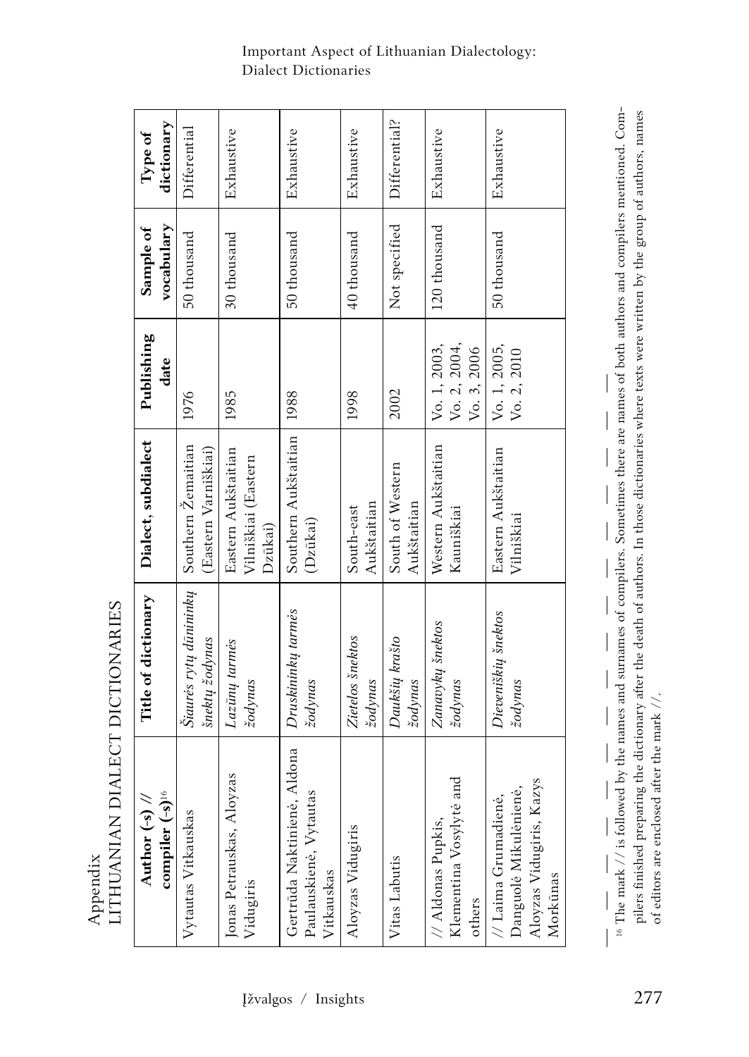Appendix
LITHUANIAN DIALECT DICTIONARIES

| Author (-s) // compiler (-s)[16] | Title of dictionary | Dialect, subdialect | Publishing date | Sample of vocabulary | Type of dictionary |
|---|---|---|---|---|---|
| Vytautas Vitkauskas | *Šiaurės rytų dūnininkų šnektų žodynas* | Southern Žemaitian (Eastern Varniškiai) | 1976 | 50 thousand | Differential |
| Jonas Petrauskas, Aloyzas Vidugiris | *Lazūnų tarmės žodynas* | Eastern Aukštaitian Vilniškiai (Eastern Dzūkai) | 1985 | 30 thousand | Exhaustive |
| Gertrūda Naktinienė, Aldona Paulauskienė, Vytautas Vitkauskas | *Druskininkų tarmės žodynas* | Southern Aukštaitian (Dzūkai) | 1988 | 50 thousand | Exhaustive |
| Aloyzas Vidugiris | *Zietelos šnektos žodynas* | South-east Aukštaitian | 1998 | 40 thousand | Exhaustive |
| Vitas Labutis | *Daukšių krašto žodynas* | South of Western Aukštaitian | 2002 | Not specified | Differential? |
| // Aldonas Pupkis, Klementina Vosylytė and others | *Zanavykų šnektos žodynas* | Western Aukštaitian Kauniškiai | Vo. 1, 2003, Vo. 2, 2004, Vo. 3, 2006 | 120 thousand | Exhaustive |
| // Laima Grumadienė, Danguolė Mikulėnienė, Aloyzas Vidugiris, Kazys Morkūnas | *Dieveniškių šnektos žodynas* | Eastern Aukštaitian Vilniškiai | Vo. 1, 2005, Vo. 2, 2010 | 50 thousand | Exhaustive |

[16] The mark // is followed by the names and surnames of compilers. Sometimes there are names of both authors and compilers mentioned. Compilers finished preparing the dictionary after the death of authors. In those dictionaries where texts were written by the group of authors, names of editors are enclosed after the mark //.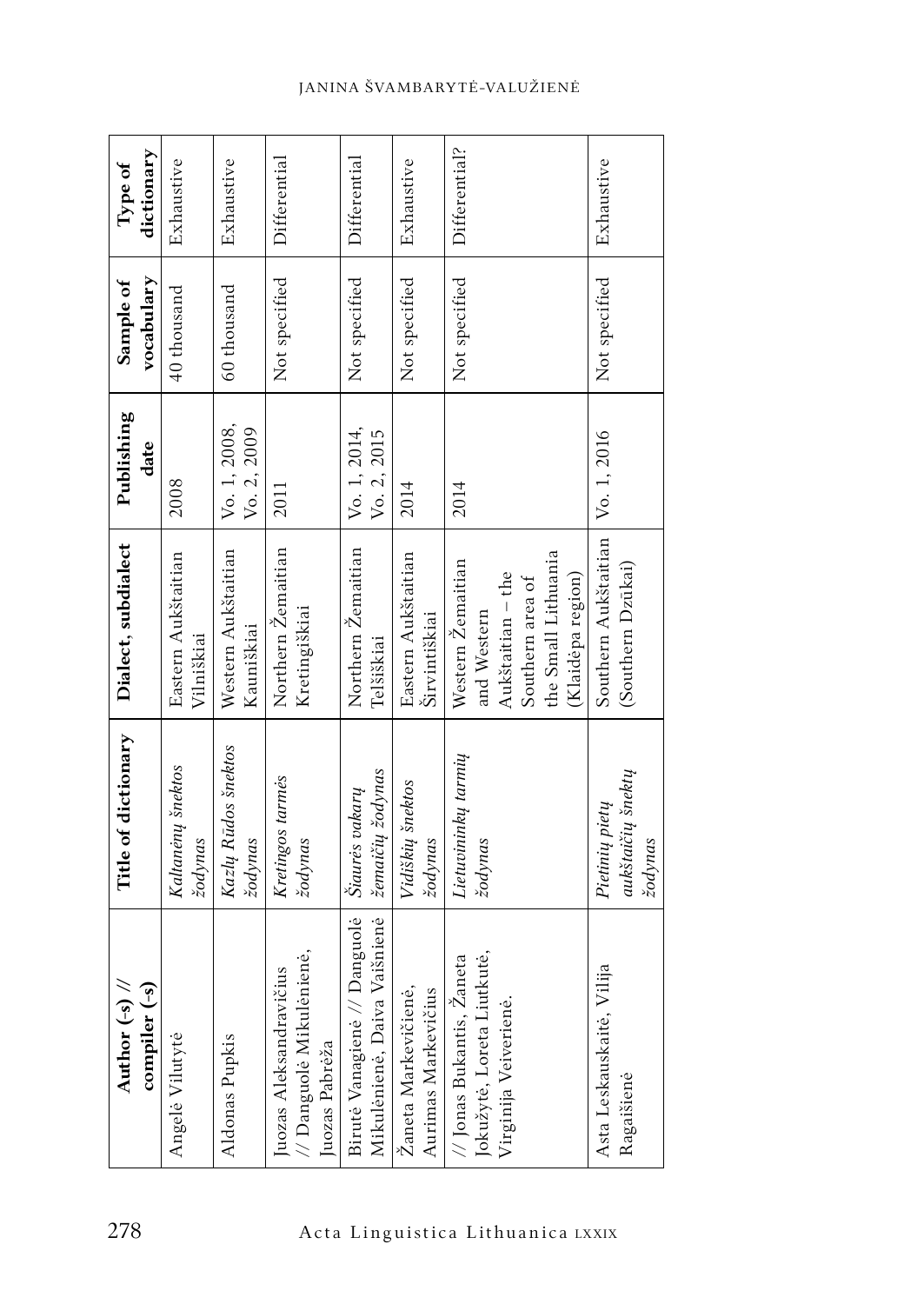| Author (-s) // compiler (-s) | Title of dictionary | Dialect, subdialect | Publishing date | Sample of vocabulary | Type of dictionary |
|---|---|---|---|---|---|
| Angelė Vilutytė | *Kaltanėnų šnektos žodynas* | Eastern Aukštaitian Vilniškiai | 2008 | 40 thousand | Exhaustive |
| Aldonas Pupkis | *Kazlų Rūdos šnektos žodynas* | Western Aukštaitian Kauniškiai | Vo. 1, 2008, Vo. 2, 2009 | 60 thousand | Exhaustive |
| Juozas Aleksandravičius // Danguolė Mikulėnienė, Juozas Pabrėža | *Kretingos tarmės žodynas* | Northern Žemaitian Kretingiškiai | 2011 | Not specified | Differential |
| Birutė Vanagienė // Danguolė Mikulėnienė, Daiva Vaišnienė | *Šiaurės vakarų žemaičių žodynas* | Northern Žemaitian Telšiškiai | Vo. 1, 2014, Vo. 2, 2015 | Not specified | Differential |
| Žaneta Markevičienė, Aurimas Markevičius | *Vidiškių šnektos žodynas* | Eastern Aukštaitian Širvintiškiai | 2014 | Not specified | Exhaustive |
| // Jonas Bukantis, Žaneta Jokužytė, Loreta Liutkutė, Virginija Veiverienė. | *Lietuvininkų tarmių žodynas* | Western Žemaitian and Western Aukštaitian – the Southern area of the Small Lithuania (Klaipėpa region) | 2014 | Not specified | Differential? |
| Asta Leskauskaitė, Vilija Ragaišienė | *Pietinių pietų aukštaičių šnektų žodynas* | Southern Aukštaitian (Southern Dzūkai) | Vo. 1, 2016 | Not specified | Exhaustive |